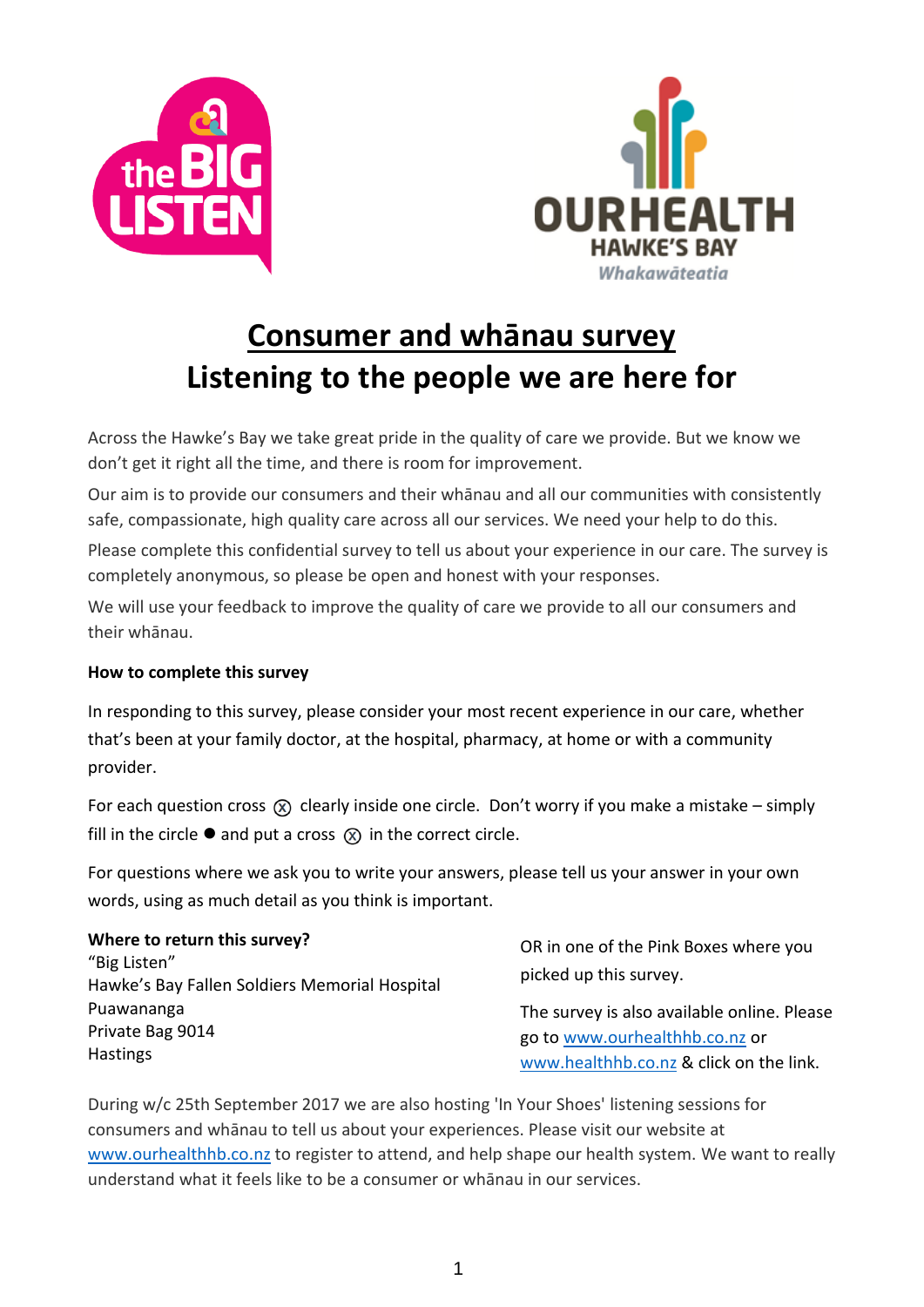# Consumer and whānau survey

# Listening to the people we are here for

Across the Hawke's Bay we take great pride in the quality of care we provide. But we know we don't get it right all the time, and there is room for improvement.

Our aim is to provide our consumers and their whānau and all our communities with consistently safe, compassionate, high quality care across all our services. We need your help to do this.

Please complete this confidential survey to tell us about your experience in our care. The survey is completely anonymous, so please be open and honest with your responses.

We will use your feedback to improve the quality of care we provide to all our consumers and their whānau.

**How to complete this survey**

In responding to this survey, please consider your most recent experience in our care, whether that's been at your family doctor, at the hospital, pharmacy, at home or with a community provider.

For each question cross ⊗ clearly inside one circle. Don't worry if you make a mistake – simply fill in the circle ● and put a cross ⊗ in the correct circle.

For questions where we ask you to write your answers, please tell us your answer in your own words, using as much detail as you think is important.

**Where to return this survey?**
"Big Listen"
Hawke's Bay Fallen Soldiers Memorial Hospital
Puawananga
Private Bag 9014
Hastings

OR in one of the Pink Boxes where you picked up this survey.

The survey is also available online. Please go to www.ourhealthhb.co.nz or www.healthhb.co.nz & click on the link.

During w/c 25th September 2017 we are also hosting 'In Your Shoes' listening sessions for consumers and whānau to tell us about your experiences. Please visit our website at www.ourhealthhb.co.nz to register to attend, and help shape our health system. We want to really understand what it feels like to be a consumer or whānau in our services.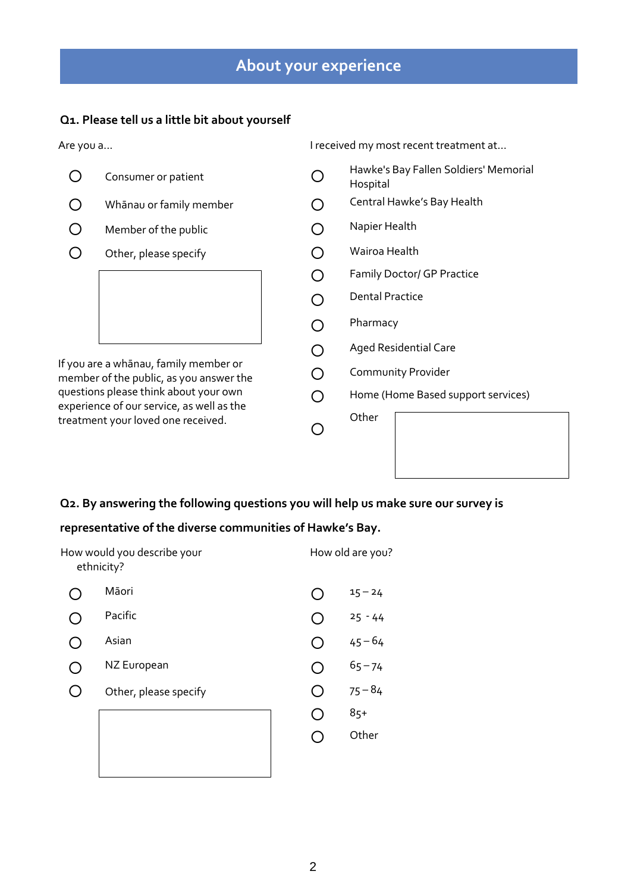## About your experience

### Q1. Please tell us a little bit about yourself

Are you a...

- ○ Consumer or patient
- ○ Whānau or family member
- ○ Member of the public
- ○ Other, please specify

If you are a whānau, family member or member of the public, as you answer the questions please think about your own experience of our service, as well as the treatment your loved one received.

I received my most recent treatment at...

- ○ Hawke's Bay Fallen Soldiers' Memorial Hospital
- ○ Central Hawke's Bay Health
- ○ Napier Health
- ○ Wairoa Health
- ○ Family Doctor/ GP Practice
- ○ Dental Practice
- ○ Pharmacy
- ○ Aged Residential Care
- ○ Community Provider
- ○ Home (Home Based support services)
- ○ Other

### Q2. By answering the following questions you will help us make sure our survey is representative of the diverse communities of Hawke's Bay.

How would you describe your ethnicity?

- ○ Māori
- ○ Pacific
- ○ Asian
- ○ NZ European
- ○ Other, please specify

How old are you?

- ○ 15 – 24
- ○ 25 - 44
- ○ 45 – 64
- ○ 65 – 74
- ○ 75 – 84
- ○ 85+
- ○ Other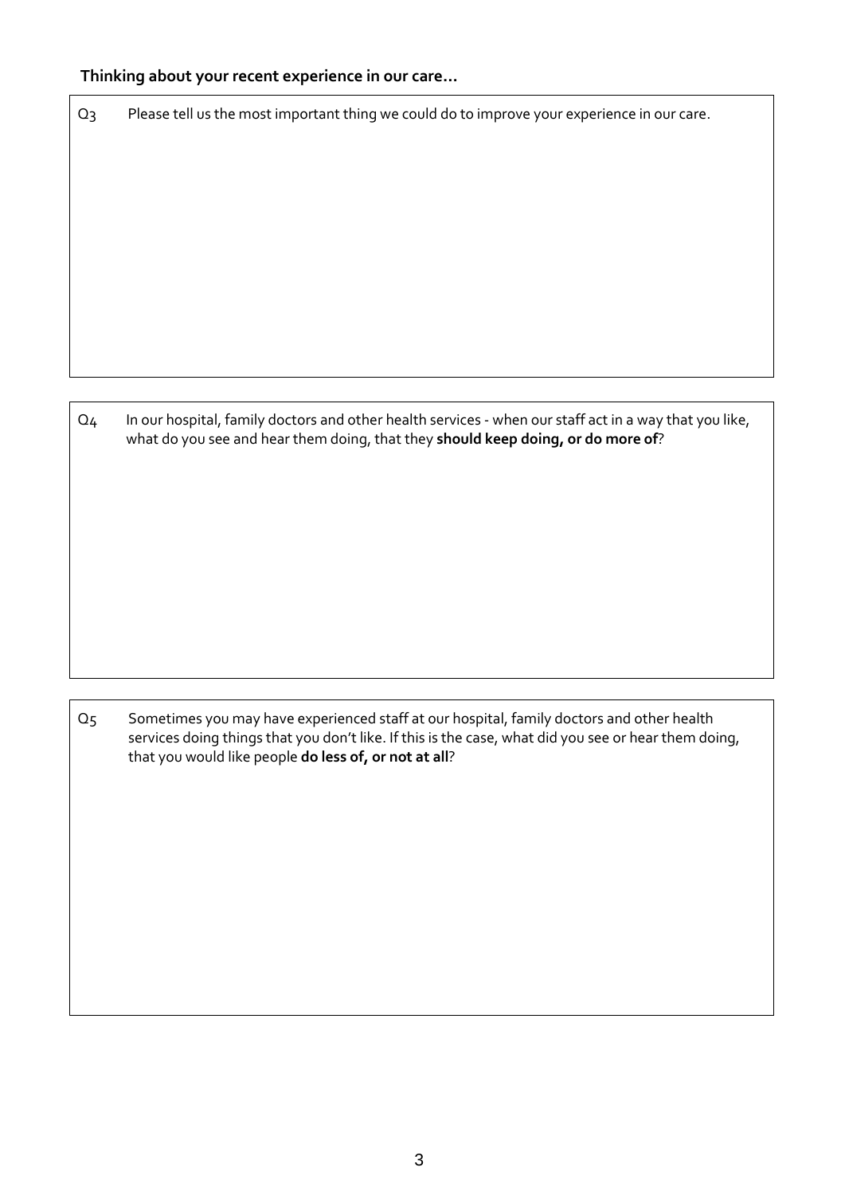**Thinking about your recent experience in our care…**

Q3 Please tell us the most important thing we could do to improve your experience in our care.

Q4 In our hospital, family doctors and other health services - when our staff act in a way that you like, what do you see and hear them doing, that they **should keep doing, or do more of**?

Q5 Sometimes you may have experienced staff at our hospital, family doctors and other health services doing things that you don't like. If this is the case, what did you see or hear them doing, that you would like people **do less of, or not at all**?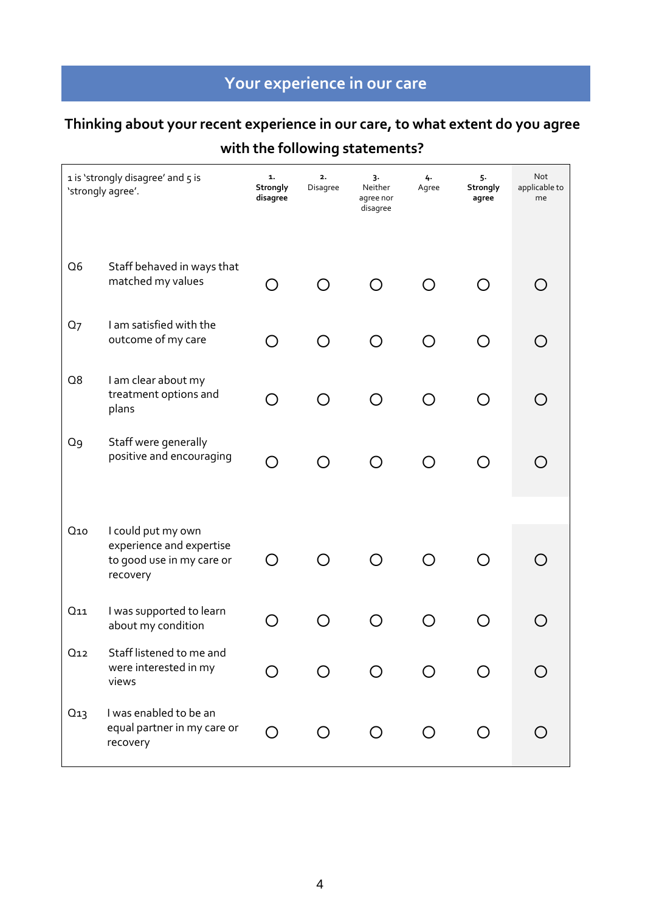## Your experience in our care

### Thinking about your recent experience in our care, to what extent do you agree with the following statements?

| 1 is 'strongly disagree' and 5 is 'strongly agree'. | | 1. **Strongly disagree** | 2. Disagree | 3. Neither agree nor disagree | 4. Agree | 5. **Strongly agree** | Not applicable to me |
|---|---|---|---|---|---|---|---|
| Q6 | Staff behaved in ways that matched my values | ○ | ○ | ○ | ○ | ○ | ○ |
| Q7 | I am satisfied with the outcome of my care | ○ | ○ | ○ | ○ | ○ | ○ |
| Q8 | I am clear about my treatment options and plans | ○ | ○ | ○ | ○ | ○ | ○ |
| Q9 | Staff were generally positive and encouraging | ○ | ○ | ○ | ○ | ○ | ○ |
| Q10 | I could put my own experience and expertise to good use in my care or recovery | ○ | ○ | ○ | ○ | ○ | ○ |
| Q11 | I was supported to learn about my condition | ○ | ○ | ○ | ○ | ○ | ○ |
| Q12 | Staff listened to me and were interested in my views | ○ | ○ | ○ | ○ | ○ | ○ |
| Q13 | I was enabled to be an equal partner in my care or recovery | ○ | ○ | ○ | ○ | ○ | ○ |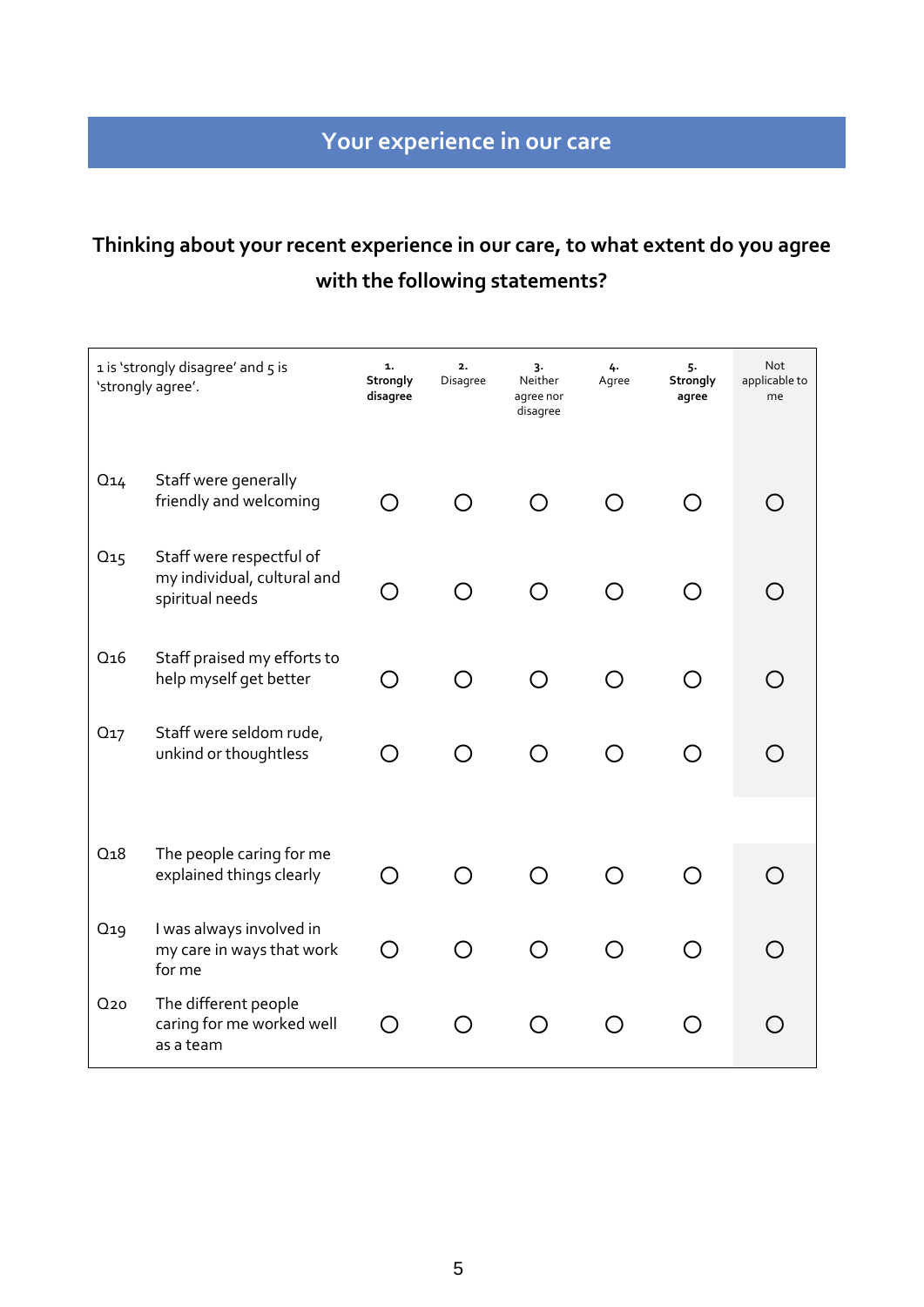# Your experience in our care

**Thinking about your recent experience in our care, to what extent do you agree with the following statements?**

| 1 is 'strongly disagree' and 5 is 'strongly agree'. | | 1. **Strongly disagree** | 2. Disagree | 3. Neither agree nor disagree | 4. Agree | 5. **Strongly agree** | Not applicable to me |
|---|---|---|---|---|---|---|---|
| Q14 | Staff were generally friendly and welcoming | ○ | ○ | ○ | ○ | ○ | ○ |
| Q15 | Staff were respectful of my individual, cultural and spiritual needs | ○ | ○ | ○ | ○ | ○ | ○ |
| Q16 | Staff praised my efforts to help myself get better | ○ | ○ | ○ | ○ | ○ | ○ |
| Q17 | Staff were seldom rude, unkind or thoughtless | ○ | ○ | ○ | ○ | ○ | ○ |
| Q18 | The people caring for me explained things clearly | ○ | ○ | ○ | ○ | ○ | ○ |
| Q19 | I was always involved in my care in ways that work for me | ○ | ○ | ○ | ○ | ○ | ○ |
| Q20 | The different people caring for me worked well as a team | ○ | ○ | ○ | ○ | ○ | ○ |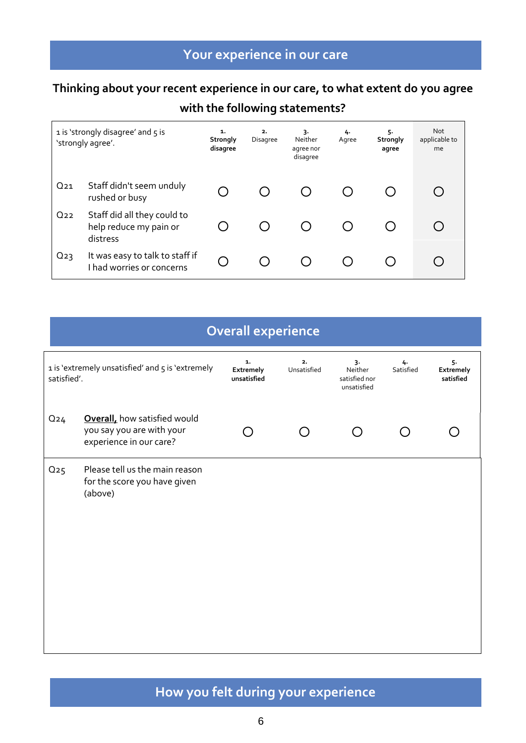## Your experience in our care

**Thinking about your recent experience in our care, to what extent do you agree with the following statements?**

| 1 is 'strongly disagree' and 5 is 'strongly agree'. | | 1. **Strongly disagree** | 2. Disagree | 3. Neither agree nor disagree | 4. Agree | 5. **Strongly agree** | Not applicable to me |
|---|---|---|---|---|---|---|---|
| Q21 | Staff didn't seem unduly rushed or busy | ○ | ○ | ○ | ○ | ○ | ○ |
| Q22 | Staff did all they could to help reduce my pain or distress | ○ | ○ | ○ | ○ | ○ | ○ |
| Q23 | It was easy to talk to staff if I had worries or concerns | ○ | ○ | ○ | ○ | ○ | ○ |

## Overall experience

| 1 is 'extremely unsatisfied' and 5 is 'extremely satisfied'. | | 1. **Extremely unsatisfied** | 2. Unsatisfied | 3. Neither satisfied nor unsatisfied | 4. Satisfied | 5. **Extremely satisfied** |
|---|---|---|---|---|---|---|
| Q24 | **Overall,** how satisfied would you say you are with your experience in our care? | ○ | ○ | ○ | ○ | ○ |

Q25 Please tell us the main reason for the score you have given (above)

## How you felt during your experience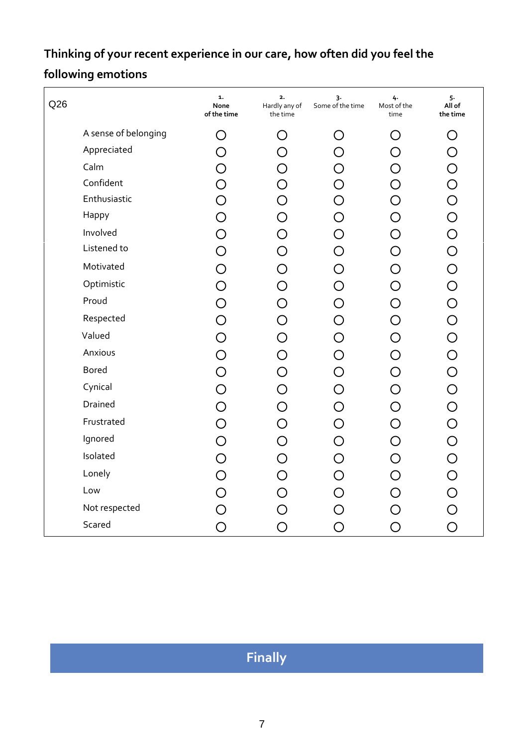## Thinking of your recent experience in our care, how often did you feel the following emotions

| Q26 | 1. **None of the time** | 2. Hardly any of the time | 3. Some of the time | 4. Most of the time | 5. **All of the time** |
|---|---|---|---|---|---|
| A sense of belonging | ◯ | ◯ | ◯ | ◯ | ◯ |
| Appreciated | ◯ | ◯ | ◯ | ◯ | ◯ |
| Calm | ◯ | ◯ | ◯ | ◯ | ◯ |
| Confident | ◯ | ◯ | ◯ | ◯ | ◯ |
| Enthusiastic | ◯ | ◯ | ◯ | ◯ | ◯ |
| Happy | ◯ | ◯ | ◯ | ◯ | ◯ |
| Involved | ◯ | ◯ | ◯ | ◯ | ◯ |
| Listened to | ◯ | ◯ | ◯ | ◯ | ◯ |
| Motivated | ◯ | ◯ | ◯ | ◯ | ◯ |
| Optimistic | ◯ | ◯ | ◯ | ◯ | ◯ |
| Proud | ◯ | ◯ | ◯ | ◯ | ◯ |
| Respected | ◯ | ◯ | ◯ | ◯ | ◯ |
| Valued | ◯ | ◯ | ◯ | ◯ | ◯ |
| Anxious | ◯ | ◯ | ◯ | ◯ | ◯ |
| Bored | ◯ | ◯ | ◯ | ◯ | ◯ |
| Cynical | ◯ | ◯ | ◯ | ◯ | ◯ |
| Drained | ◯ | ◯ | ◯ | ◯ | ◯ |
| Frustrated | ◯ | ◯ | ◯ | ◯ | ◯ |
| Ignored | ◯ | ◯ | ◯ | ◯ | ◯ |
| Isolated | ◯ | ◯ | ◯ | ◯ | ◯ |
| Lonely | ◯ | ◯ | ◯ | ◯ | ◯ |
| Low | ◯ | ◯ | ◯ | ◯ | ◯ |
| Not respected | ◯ | ◯ | ◯ | ◯ | ◯ |
| Scared | ◯ | ◯ | ◯ | ◯ | ◯ |

## Finally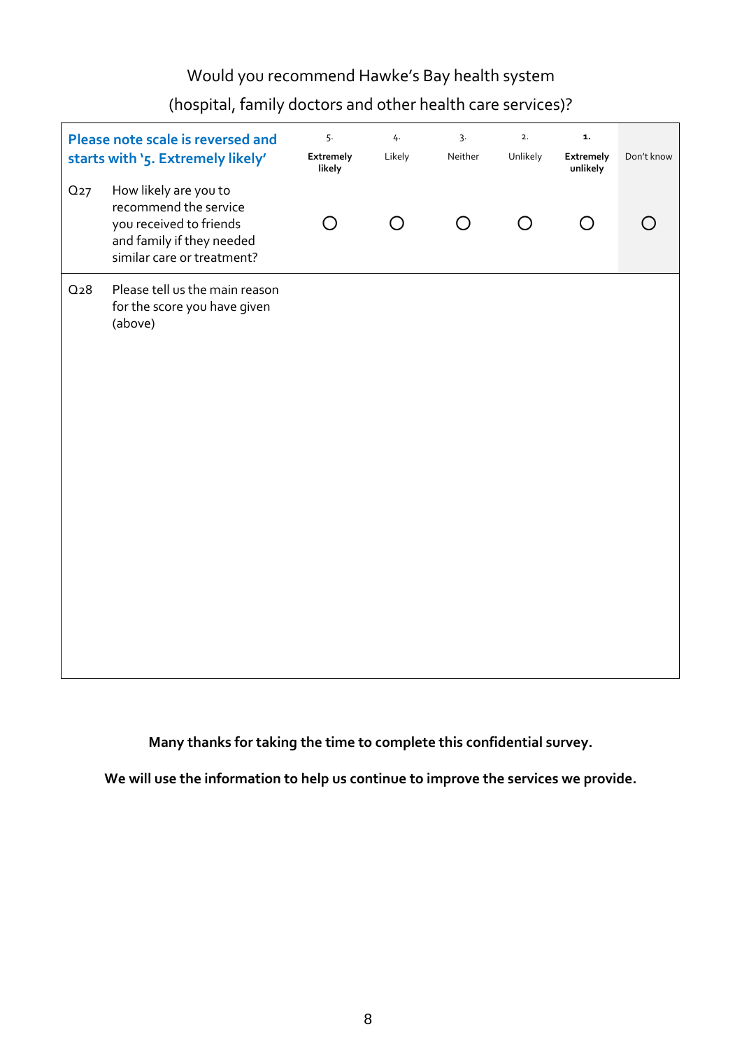Would you recommend Hawke's Bay health system

(hospital, family doctors and other health care services)?

| Please note scale is reversed and starts with '5. Extremely likely' | 5. Extremely likely | 4. Likely | 3. Neither | 2. Unlikely | 1. Extremely unlikely | Don't know |
|---|---|---|---|---|---|---|
| Q27 How likely are you to recommend the service you received to friends and family if they needed similar care or treatment? | ○ | ○ | ○ | ○ | ○ | ○ |

Q28 Please tell us the main reason for the score you have given (above)

**Many thanks for taking the time to complete this confidential survey.**

**We will use the information to help us continue to improve the services we provide.**